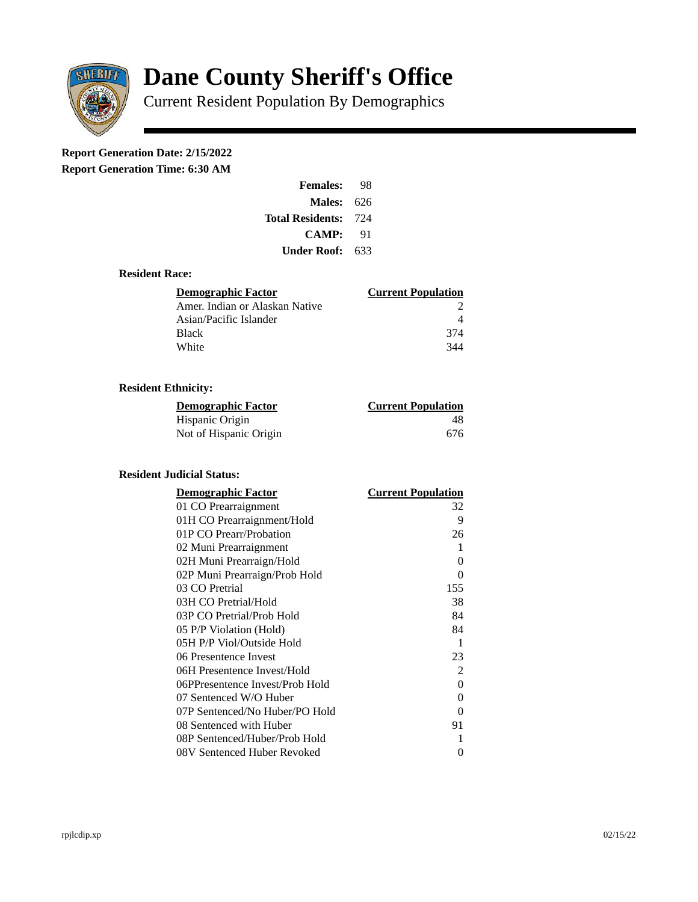# Dane County Sheriff's Office

Current Resident Population By Demographics

**Report Generation Date: 2/15/2022**

**Report Generation Time: 6:30 AM**

| | |
|---|---|
| **Females:** | 98 |
| **Males:** | 626 |
| **Total Residents:** | 724 |
| **CAMP:** | 91 |
| **Under Roof:** | 633 |

### Resident Race:

| Demographic Factor | Current Population |
|---|---|
| Amer. Indian or Alaskan Native | 2 |
| Asian/Pacific Islander | 4 |
| Black | 374 |
| White | 344 |

### Resident Ethnicity:

| Demographic Factor | Current Population |
|---|---|
| Hispanic Origin | 48 |
| Not of Hispanic Origin | 676 |

### Resident Judicial Status:

| Demographic Factor | Current Population |
|---|---|
| 01 CO Prearraignment | 32 |
| 01H CO Prearraignment/Hold | 9 |
| 01P CO Prearr/Probation | 26 |
| 02 Muni Prearraignment | 1 |
| 02H Muni Prearraign/Hold | 0 |
| 02P Muni Prearraign/Prob Hold | 0 |
| 03 CO Pretrial | 155 |
| 03H CO Pretrial/Hold | 38 |
| 03P CO Pretrial/Prob Hold | 84 |
| 05 P/P Violation (Hold) | 84 |
| 05H P/P Viol/Outside Hold | 1 |
| 06 Presentence Invest | 23 |
| 06H Presentence Invest/Hold | 2 |
| 06PPresentence Invest/Prob Hold | 0 |
| 07 Sentenced W/O Huber | 0 |
| 07P Sentenced/No Huber/PO Hold | 0 |
| 08 Sentenced with Huber | 91 |
| 08P Sentenced/Huber/Prob Hold | 1 |
| 08V Sentenced Huber Revoked | 0 |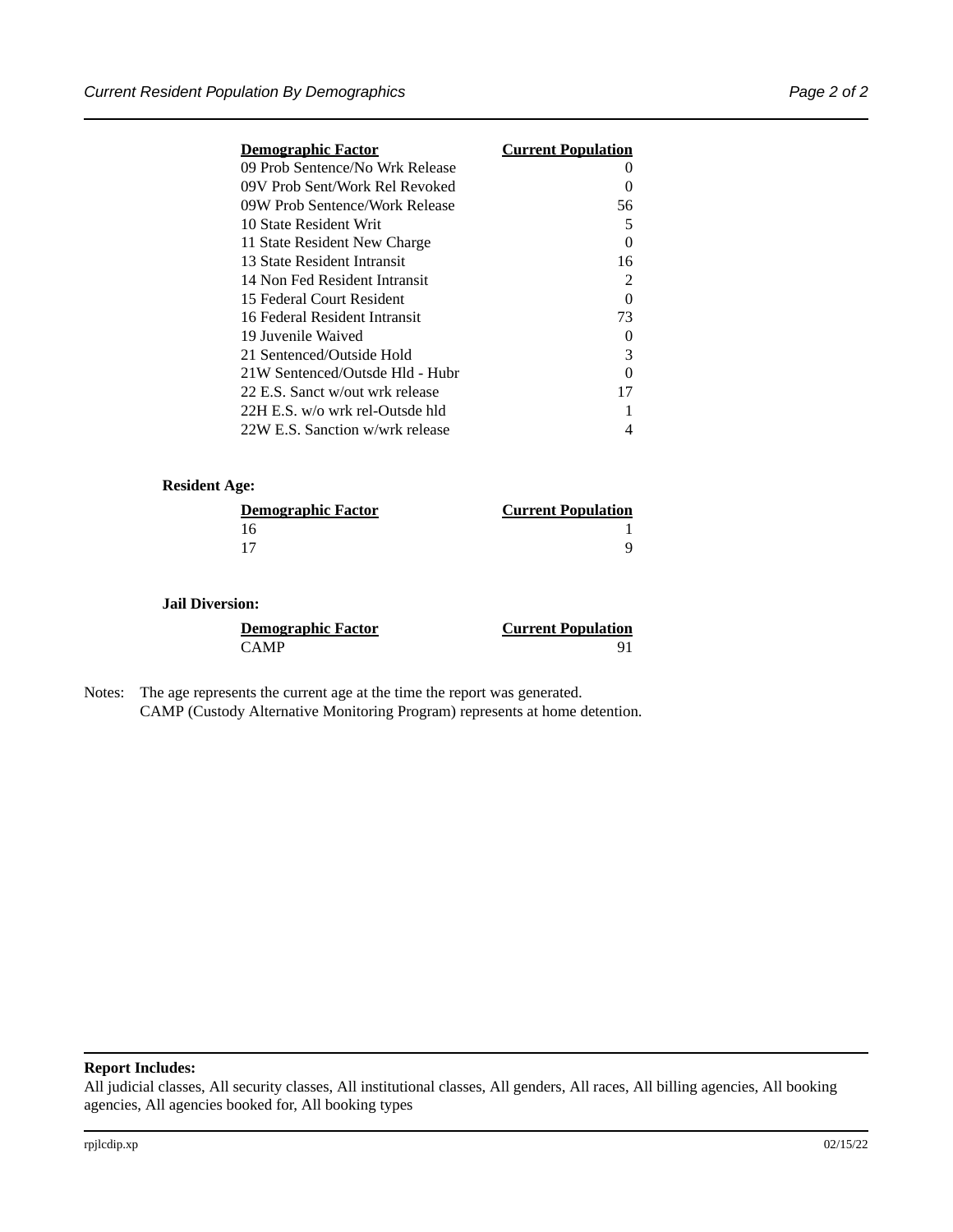| Demographic Factor | Current Population |
|---|---|
| 09 Prob Sentence/No Wrk Release | 0 |
| 09V Prob Sent/Work Rel Revoked | 0 |
| 09W Prob Sentence/Work Release | 56 |
| 10 State Resident Writ | 5 |
| 11 State Resident New Charge | 0 |
| 13 State Resident Intransit | 16 |
| 14 Non Fed Resident Intransit | 2 |
| 15 Federal Court Resident | 0 |
| 16 Federal Resident Intransit | 73 |
| 19 Juvenile Waived | 0 |
| 21 Sentenced/Outside Hold | 3 |
| 21W Sentenced/Outsde Hld - Hubr | 0 |
| 22 E.S. Sanct w/out wrk release | 17 |
| 22H E.S. w/o wrk rel-Outsde hld | 1 |
| 22W E.S. Sanction w/wrk release | 4 |

**Resident Age:**

| Demographic Factor | Current Population |
|---|---|
| 16 | 1 |
| 17 | 9 |

**Jail Diversion:**

| Demographic Factor | Current Population |
|---|---|
| CAMP | 91 |

Notes: The age represents the current age at the time the report was generated.
CAMP (Custody Alternative Monitoring Program) represents at home detention.

**Report Includes:**

All judicial classes, All security classes, All institutional classes, All genders, All races, All billing agencies, All booking agencies, All agencies booked for, All booking types